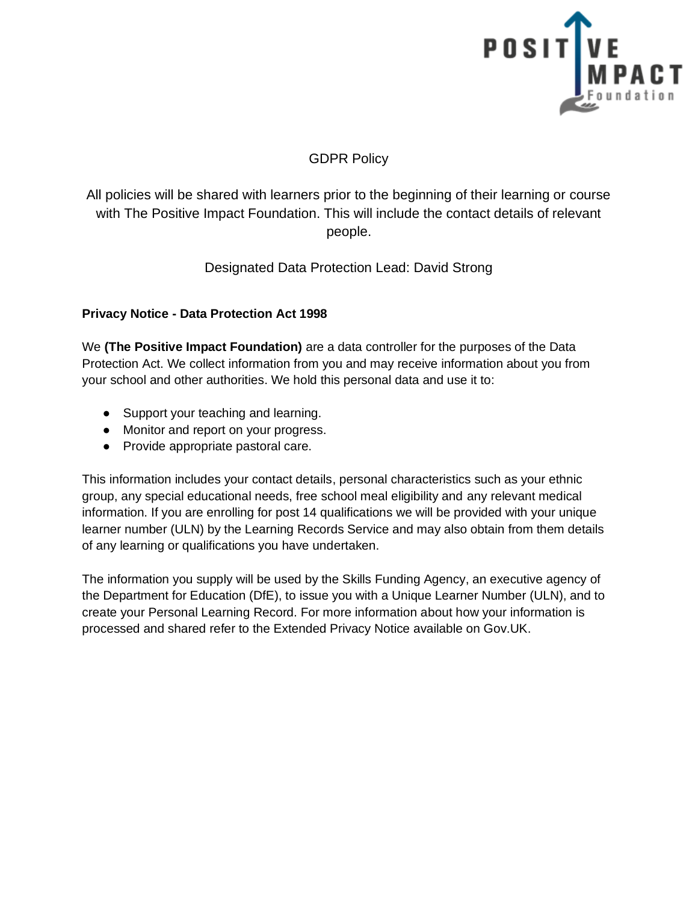# GDPR Policy

All policies will be shared with learners prior to the beginning of their learning or course with The Positive Impact Foundation. This will include the contact details of relevant people.

Designated Data Protection Lead: David Strong

**Privacy Notice - Data Protection Act 1998**

We **(The Positive Impact Foundation)** are a data controller for the purposes of the Data Protection Act. We collect information from you and may receive information about you from your school and other authorities. We hold this personal data and use it to:

- Support your teaching and learning.
- Monitor and report on your progress.
- Provide appropriate pastoral care.

This information includes your contact details, personal characteristics such as your ethnic group, any special educational needs, free school meal eligibility and any relevant medical information. If you are enrolling for post 14 qualifications we will be provided with your unique learner number (ULN) by the Learning Records Service and may also obtain from them details of any learning or qualifications you have undertaken.

The information you supply will be used by the Skills Funding Agency, an executive agency of the Department for Education (DfE), to issue you with a Unique Learner Number (ULN), and to create your Personal Learning Record. For more information about how your information is processed and shared refer to the Extended Privacy Notice available on Gov.UK.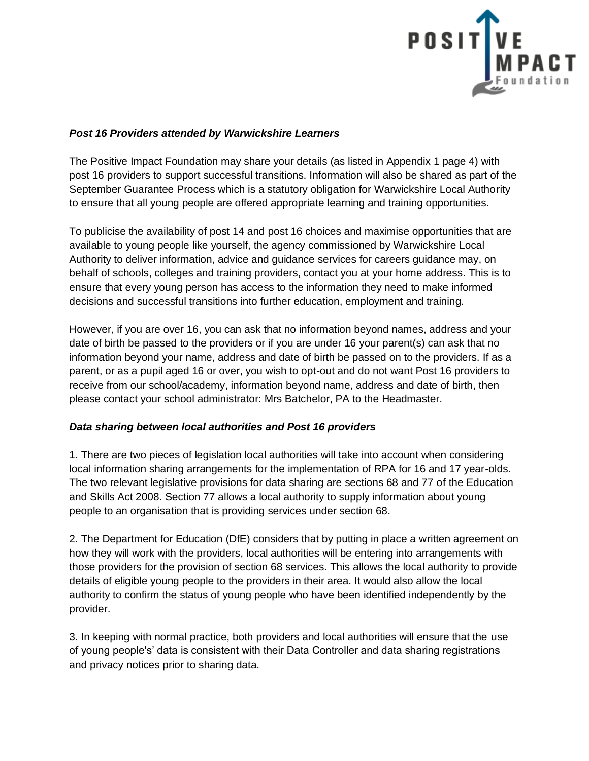***Post 16 Providers attended by Warwickshire Learners***

The Positive Impact Foundation may share your details (as listed in Appendix 1 page 4) with post 16 providers to support successful transitions. Information will also be shared as part of the September Guarantee Process which is a statutory obligation for Warwickshire Local Authority to ensure that all young people are offered appropriate learning and training opportunities.

To publicise the availability of post 14 and post 16 choices and maximise opportunities that are available to young people like yourself, the agency commissioned by Warwickshire Local Authority to deliver information, advice and guidance services for careers guidance may, on behalf of schools, colleges and training providers, contact you at your home address. This is to ensure that every young person has access to the information they need to make informed decisions and successful transitions into further education, employment and training.

However, if you are over 16, you can ask that no information beyond names, address and your date of birth be passed to the providers or if you are under 16 your parent(s) can ask that no information beyond your name, address and date of birth be passed on to the providers. If as a parent, or as a pupil aged 16 or over, you wish to opt-out and do not want Post 16 providers to receive from our school/academy, information beyond name, address and date of birth, then please contact your school administrator: Mrs Batchelor, PA to the Headmaster.

***Data sharing between local authorities and Post 16 providers***

1. There are two pieces of legislation local authorities will take into account when considering local information sharing arrangements for the implementation of RPA for 16 and 17 year-olds. The two relevant legislative provisions for data sharing are sections 68 and 77 of the Education and Skills Act 2008. Section 77 allows a local authority to supply information about young people to an organisation that is providing services under section 68.

2. The Department for Education (DfE) considers that by putting in place a written agreement on how they will work with the providers, local authorities will be entering into arrangements with those providers for the provision of section 68 services. This allows the local authority to provide details of eligible young people to the providers in their area. It would also allow the local authority to confirm the status of young people who have been identified independently by the provider.

3. In keeping with normal practice, both providers and local authorities will ensure that the use of young people's' data is consistent with their Data Controller and data sharing registrations and privacy notices prior to sharing data.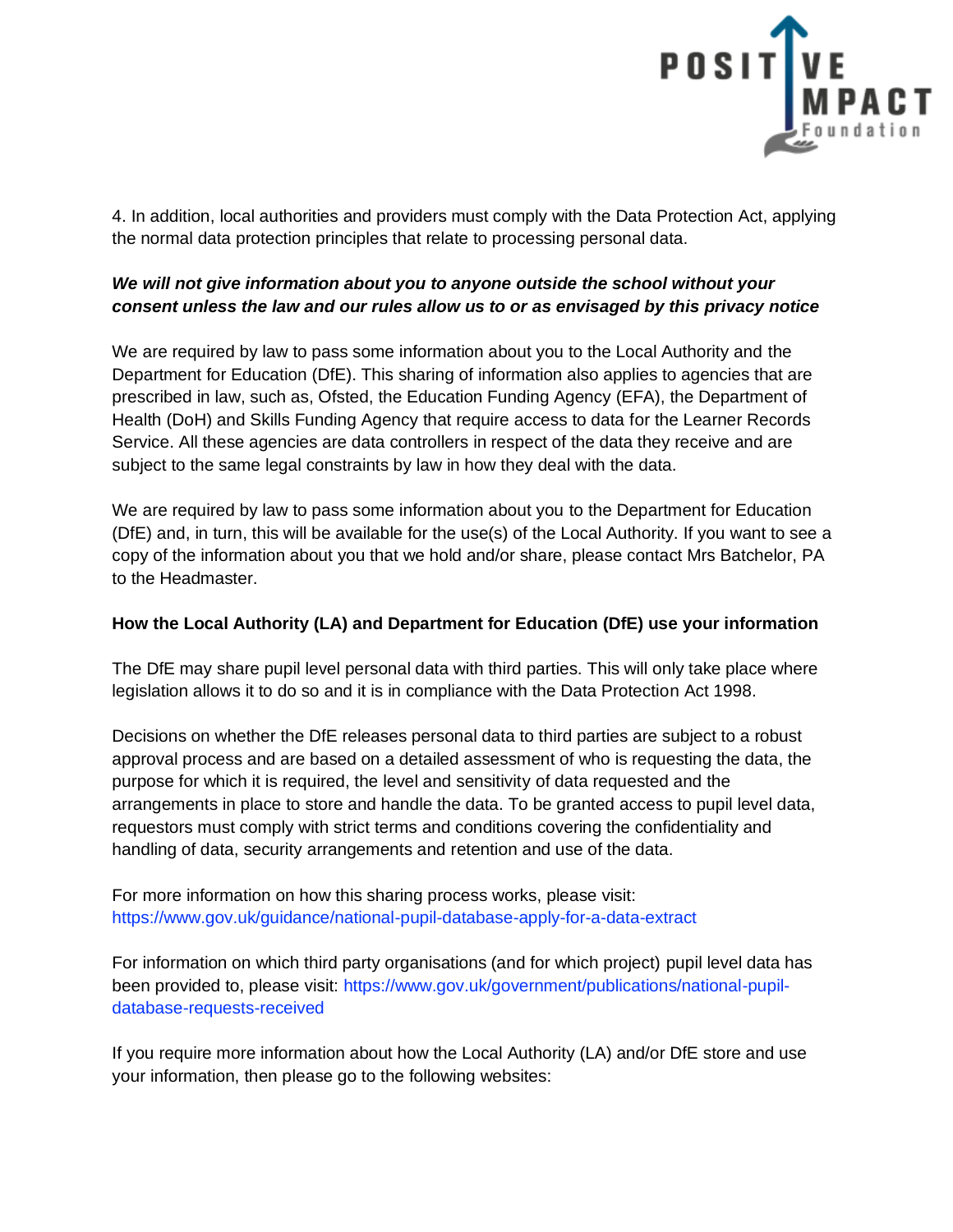4. In addition, local authorities and providers must comply with the Data Protection Act, applying the normal data protection principles that relate to processing personal data.

***We will not give information about you to anyone outside the school without your consent unless the law and our rules allow us to or as envisaged by this privacy notice***

We are required by law to pass some information about you to the Local Authority and the Department for Education (DfE). This sharing of information also applies to agencies that are prescribed in law, such as, Ofsted, the Education Funding Agency (EFA), the Department of Health (DoH) and Skills Funding Agency that require access to data for the Learner Records Service. All these agencies are data controllers in respect of the data they receive and are subject to the same legal constraints by law in how they deal with the data.

We are required by law to pass some information about you to the Department for Education (DfE) and, in turn, this will be available for the use(s) of the Local Authority. If you want to see a copy of the information about you that we hold and/or share, please contact Mrs Batchelor, PA to the Headmaster.

**How the Local Authority (LA) and Department for Education (DfE) use your information**

The DfE may share pupil level personal data with third parties. This will only take place where legislation allows it to do so and it is in compliance with the Data Protection Act 1998.

Decisions on whether the DfE releases personal data to third parties are subject to a robust approval process and are based on a detailed assessment of who is requesting the data, the purpose for which it is required, the level and sensitivity of data requested and the arrangements in place to store and handle the data. To be granted access to pupil level data, requestors must comply with strict terms and conditions covering the confidentiality and handling of data, security arrangements and retention and use of the data.

For more information on how this sharing process works, please visit:
https://www.gov.uk/guidance/national-pupil-database-apply-for-a-data-extract

For information on which third party organisations (and for which project) pupil level data has been provided to, please visit: https://www.gov.uk/government/publications/national-pupil-database-requests-received

If you require more information about how the Local Authority (LA) and/or DfE store and use your information, then please go to the following websites: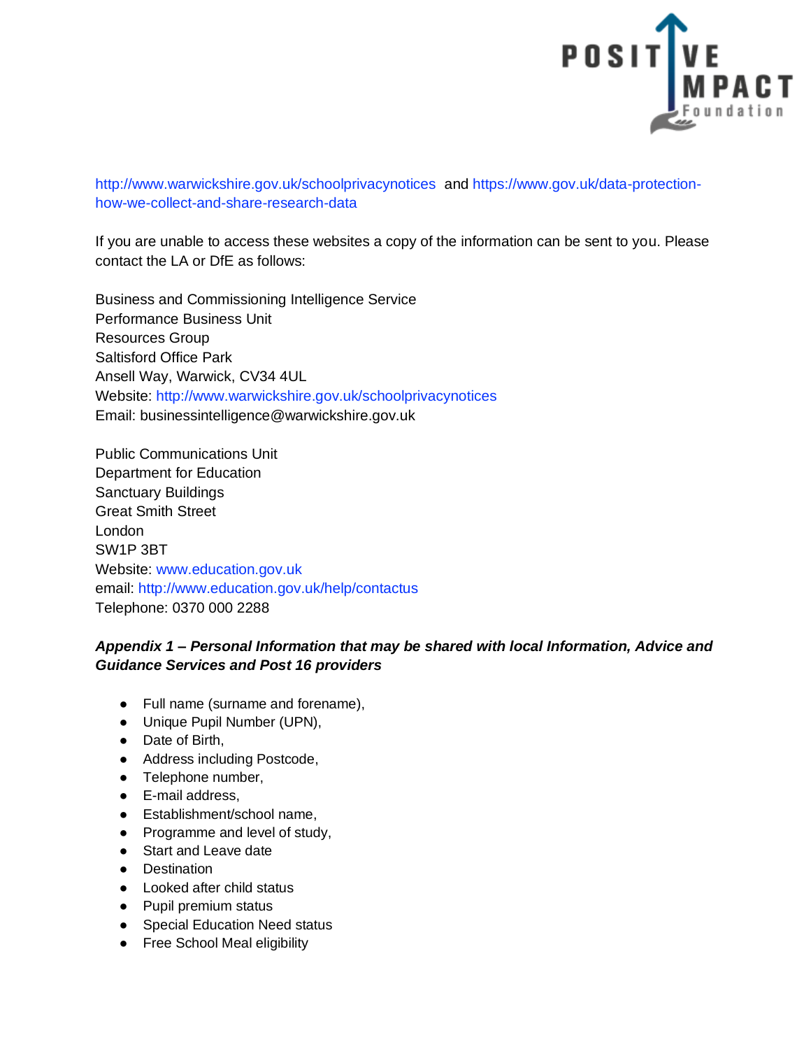http://www.warwickshire.gov.uk/schoolprivacynotices and https://www.gov.uk/data-protection-how-we-collect-and-share-research-data

If you are unable to access these websites a copy of the information can be sent to you. Please contact the LA or DfE as follows:

Business and Commissioning Intelligence Service
Performance Business Unit
Resources Group
Saltisford Office Park
Ansell Way, Warwick, CV34 4UL
Website: http://www.warwickshire.gov.uk/schoolprivacynotices
Email: businessintelligence@warwickshire.gov.uk

Public Communications Unit
Department for Education
Sanctuary Buildings
Great Smith Street
London
SW1P 3BT
Website: www.education.gov.uk
email: http://www.education.gov.uk/help/contactus
Telephone: 0370 000 2288

***Appendix 1 – Personal Information that may be shared with local Information, Advice and Guidance Services and Post 16 providers***

- Full name (surname and forename),
- Unique Pupil Number (UPN),
- Date of Birth,
- Address including Postcode,
- Telephone number,
- E-mail address,
- Establishment/school name,
- Programme and level of study,
- Start and Leave date
- Destination
- Looked after child status
- Pupil premium status
- Special Education Need status
- Free School Meal eligibility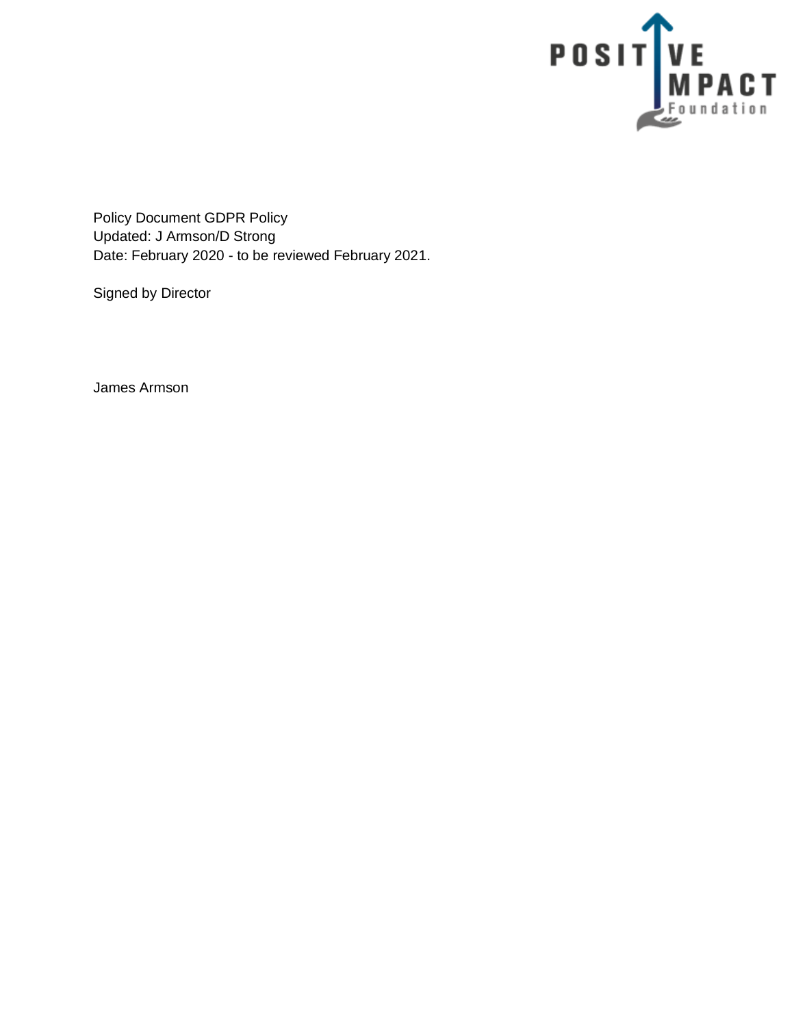Policy Document GDPR Policy
Updated: J Armson/D Strong
Date: February 2020 - to be reviewed February 2021.

Signed by Director

James Armson